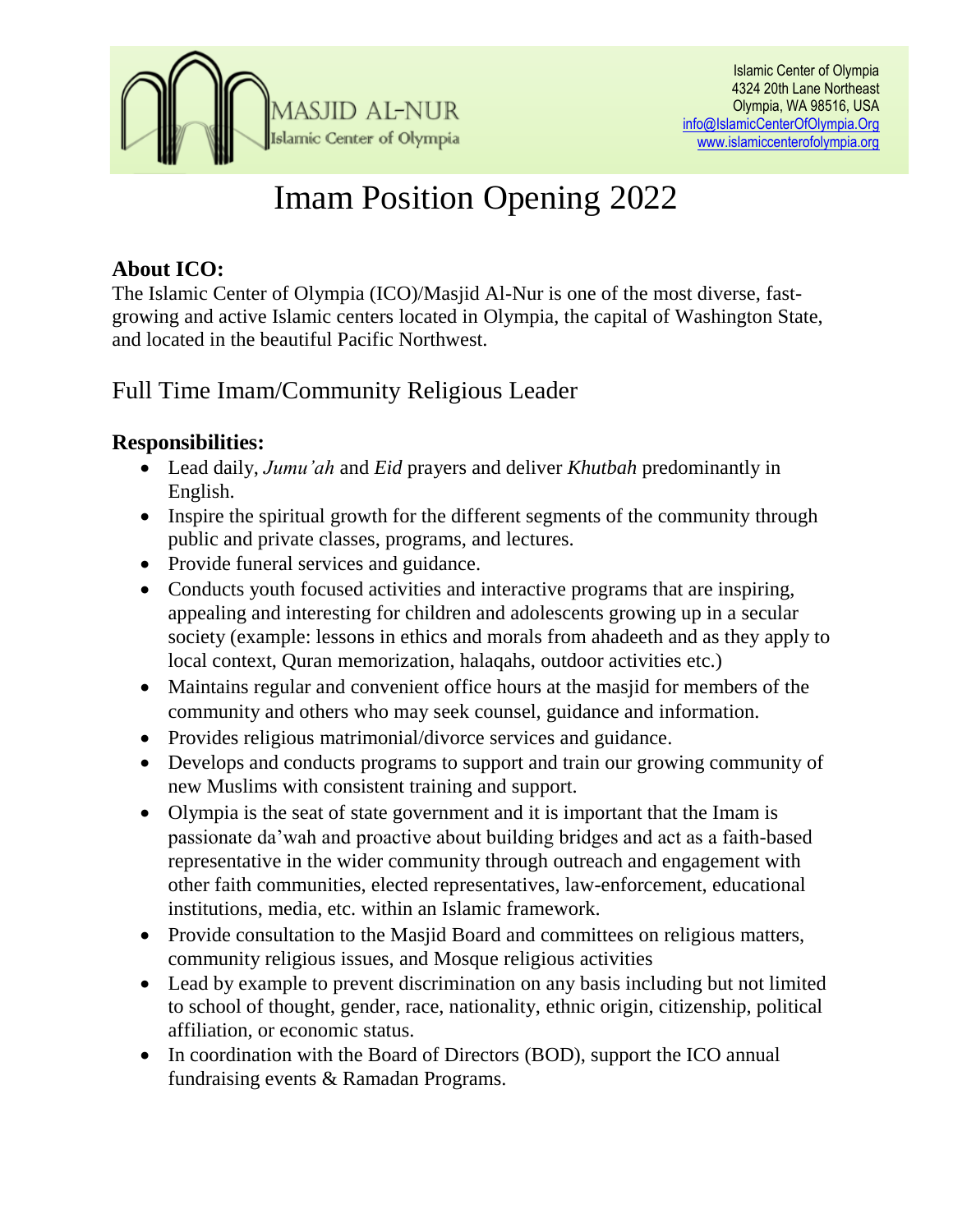MASJID AL-NUR
Islamic Center of Olympia

Islamic Center of Olympia
4324 20th Lane Northeast
Olympia, WA 98516, USA
info@IslamicCenterOfOlympia.Org
www.islamiccenterofolympia.org

# Imam Position Opening 2022

**About ICO:**
The Islamic Center of Olympia (ICO)/Masjid Al-Nur is one of the most diverse, fast-growing and active Islamic centers located in Olympia, the capital of Washington State, and located in the beautiful Pacific Northwest.

## Full Time Imam/Community Religious Leader

**Responsibilities:**

- Lead daily, *Jumu'ah* and *Eid* prayers and deliver *Khutbah* predominantly in English.
- Inspire the spiritual growth for the different segments of the community through public and private classes, programs, and lectures.
- Provide funeral services and guidance.
- Conducts youth focused activities and interactive programs that are inspiring, appealing and interesting for children and adolescents growing up in a secular society (example: lessons in ethics and morals from ahadeeth and as they apply to local context, Quran memorization, halaqahs, outdoor activities etc.)
- Maintains regular and convenient office hours at the masjid for members of the community and others who may seek counsel, guidance and information.
- Provides religious matrimonial/divorce services and guidance.
- Develops and conducts programs to support and train our growing community of new Muslims with consistent training and support.
- Olympia is the seat of state government and it is important that the Imam is passionate da'wah and proactive about building bridges and act as a faith-based representative in the wider community through outreach and engagement with other faith communities, elected representatives, law-enforcement, educational institutions, media, etc. within an Islamic framework.
- Provide consultation to the Masjid Board and committees on religious matters, community religious issues, and Mosque religious activities
- Lead by example to prevent discrimination on any basis including but not limited to school of thought, gender, race, nationality, ethnic origin, citizenship, political affiliation, or economic status.
- In coordination with the Board of Directors (BOD), support the ICO annual fundraising events & Ramadan Programs.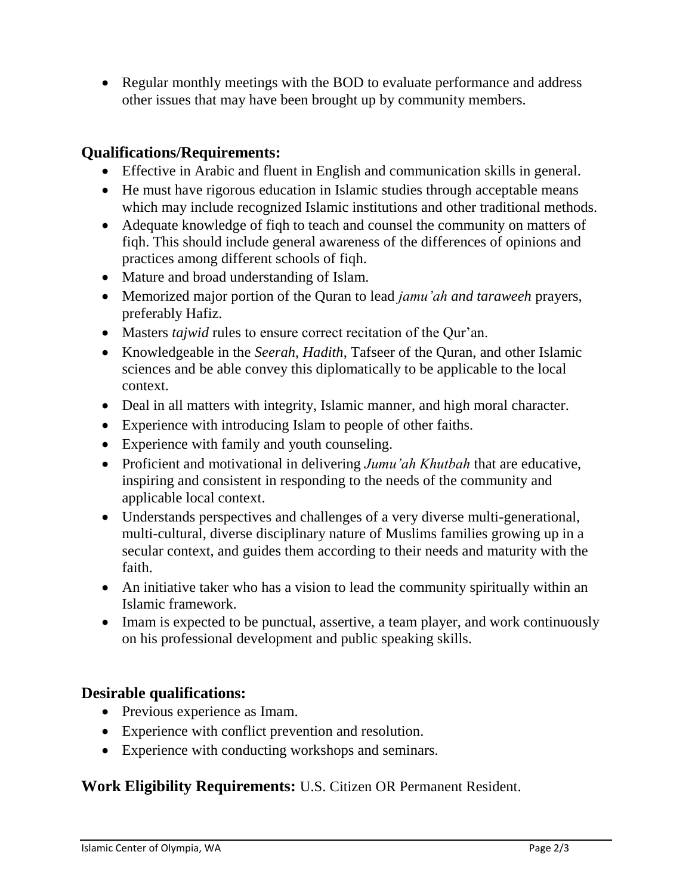- Regular monthly meetings with the BOD to evaluate performance and address other issues that may have been brought up by community members.

## Qualifications/Requirements:

- Effective in Arabic and fluent in English and communication skills in general.
- He must have rigorous education in Islamic studies through acceptable means which may include recognized Islamic institutions and other traditional methods.
- Adequate knowledge of fiqh to teach and counsel the community on matters of fiqh. This should include general awareness of the differences of opinions and practices among different schools of fiqh.
- Mature and broad understanding of Islam.
- Memorized major portion of the Quran to lead *jamu'ah and taraweeh* prayers, preferably Hafiz.
- Masters *tajwid* rules to ensure correct recitation of the Qur'an.
- Knowledgeable in the *Seerah, Hadith*, Tafseer of the Quran, and other Islamic sciences and be able convey this diplomatically to be applicable to the local context.
- Deal in all matters with integrity, Islamic manner, and high moral character.
- Experience with introducing Islam to people of other faiths.
- Experience with family and youth counseling.
- Proficient and motivational in delivering *Jumu'ah Khutbah* that are educative, inspiring and consistent in responding to the needs of the community and applicable local context.
- Understands perspectives and challenges of a very diverse multi-generational, multi-cultural, diverse disciplinary nature of Muslims families growing up in a secular context, and guides them according to their needs and maturity with the faith.
- An initiative taker who has a vision to lead the community spiritually within an Islamic framework.
- Imam is expected to be punctual, assertive, a team player, and work continuously on his professional development and public speaking skills.

## Desirable qualifications:

- Previous experience as Imam.
- Experience with conflict prevention and resolution.
- Experience with conducting workshops and seminars.

**Work Eligibility Requirements:** U.S. Citizen OR Permanent Resident.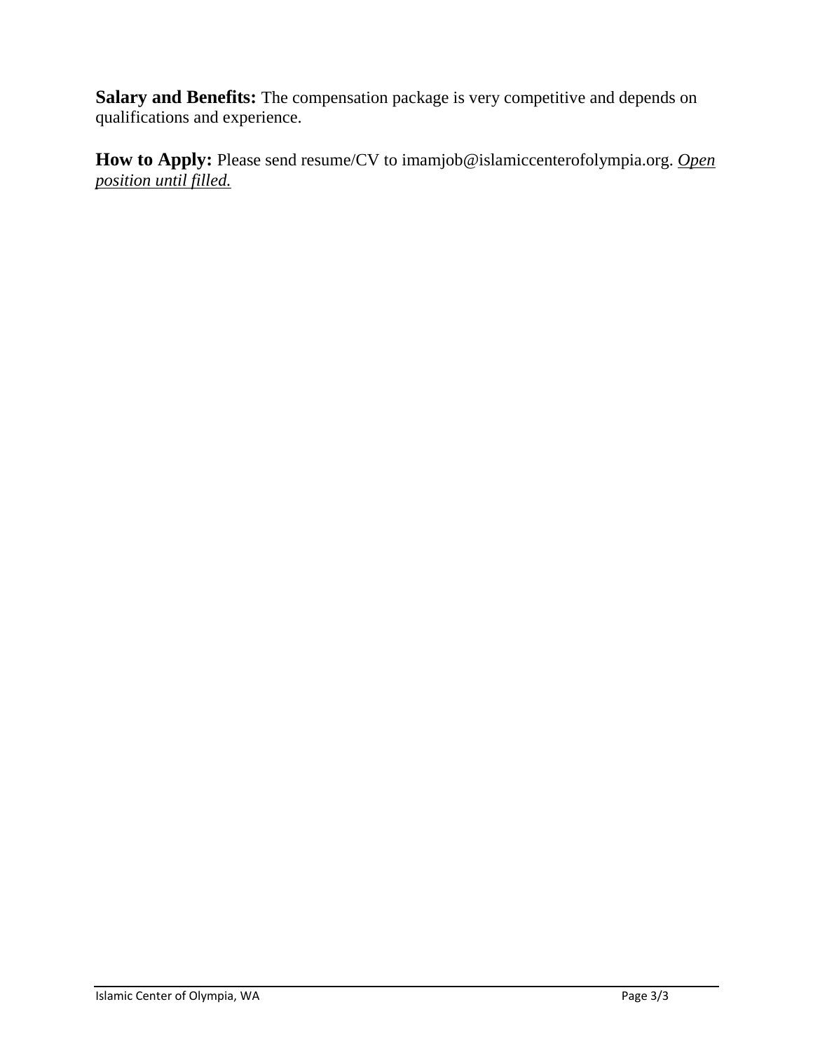**Salary and Benefits:** The compensation package is very competitive and depends on qualifications and experience.

**How to Apply:** Please send resume/CV to imamjob@islamiccenterofolympia.org. *Open position until filled.*